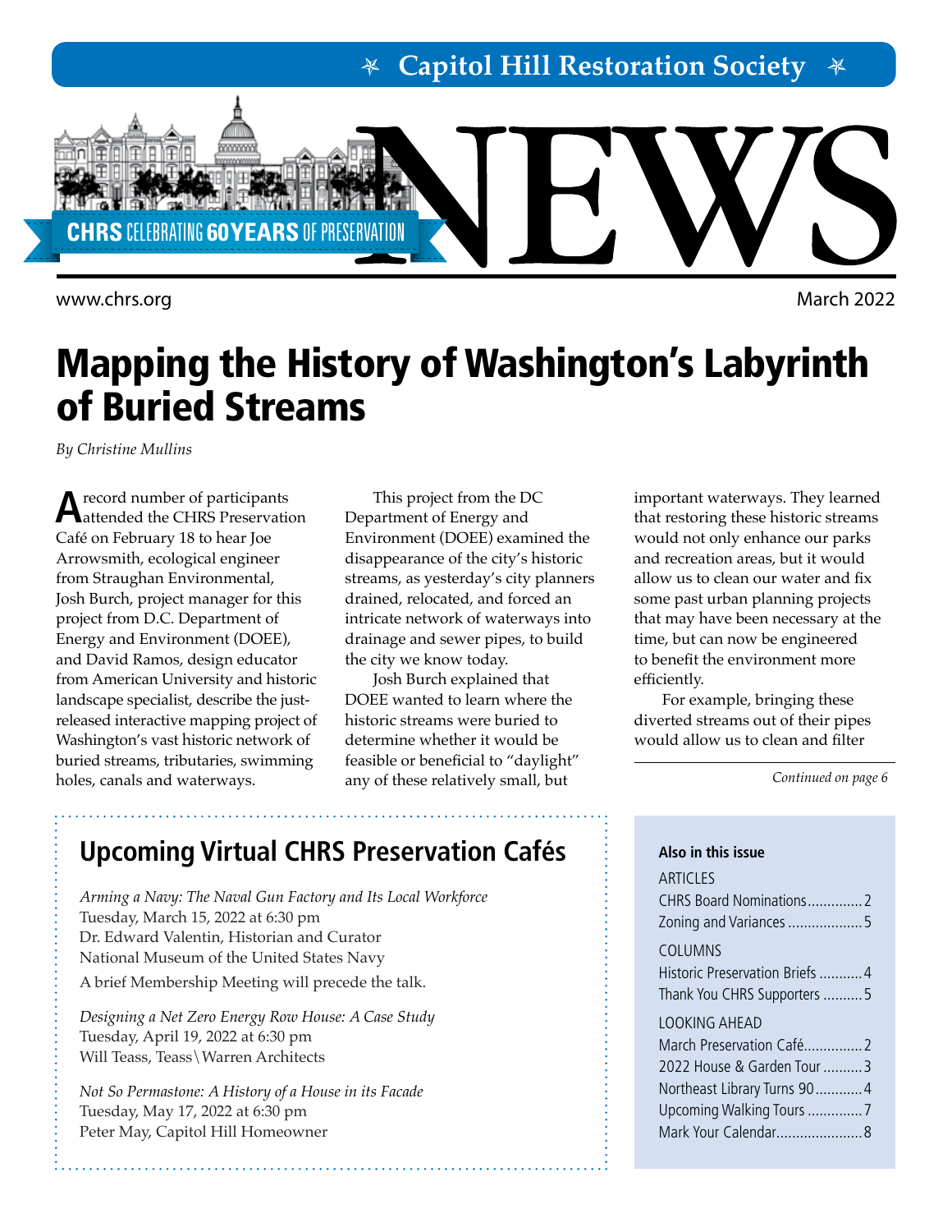# Capitol Hill Restoration Society NEWS

CHRS CELEBRATING 60 YEARS OF PRESERVATION

www.chrs.org

March 2022

# Mapping the History of Washington's Labyrinth of Buried Streams

*By Christine Mullins*

A record number of participants attended the CHRS Preservation Café on February 18 to hear Joe Arrowsmith, ecological engineer from Straughan Environmental, Josh Burch, project manager for this project from D.C. Department of Energy and Environment (DOEE), and David Ramos, design educator from American University and historic landscape specialist, describe the just-released interactive mapping project of Washington's vast historic network of buried streams, tributaries, swimming holes, canals and waterways.

This project from the DC Department of Energy and Environment (DOEE) examined the disappearance of the city's historic streams, as yesterday's city planners drained, relocated, and forced an intricate network of waterways into drainage and sewer pipes, to build the city we know today.

Josh Burch explained that DOEE wanted to learn where the historic streams were buried to determine whether it would be feasible or beneficial to "daylight" any of these relatively small, but important waterways. They learned that restoring these historic streams would not only enhance our parks and recreation areas, but it would allow us to clean our water and fix some past urban planning projects that may have been necessary at the time, but can now be engineered to benefit the environment more efficiently.

For example, bringing these diverted streams out of their pipes would allow us to clean and filter

*Continued on page 6*

## Upcoming Virtual CHRS Preservation Cafés

*Arming a Navy: The Naval Gun Factory and Its Local Workforce*
Tuesday, March 15, 2022 at 6:30 pm
Dr. Edward Valentin, Historian and Curator
National Museum of the United States Navy
A brief Membership Meeting will precede the talk.

*Designing a Net Zero Energy Row House: A Case Study*
Tuesday, April 19, 2022 at 6:30 pm
Will Teass, Teass\Warren Architects

*Not So Permastone: A History of a House in its Facade*
Tuesday, May 17, 2022 at 6:30 pm
Peter May, Capitol Hill Homeowner

**Also in this issue**

ARTICLES
- CHRS Board Nominations .............. 2
- Zoning and Variances .................. 5

COLUMNS
- Historic Preservation Briefs ........... 4
- Thank You CHRS Supporters .......... 5

LOOKING AHEAD
- March Preservation Café ............... 2
- 2022 House & Garden Tour ........... 3
- Northeast Library Turns 90 ............ 4
- Upcoming Walking Tours .............. 7
- Mark Your Calendar ...................... 8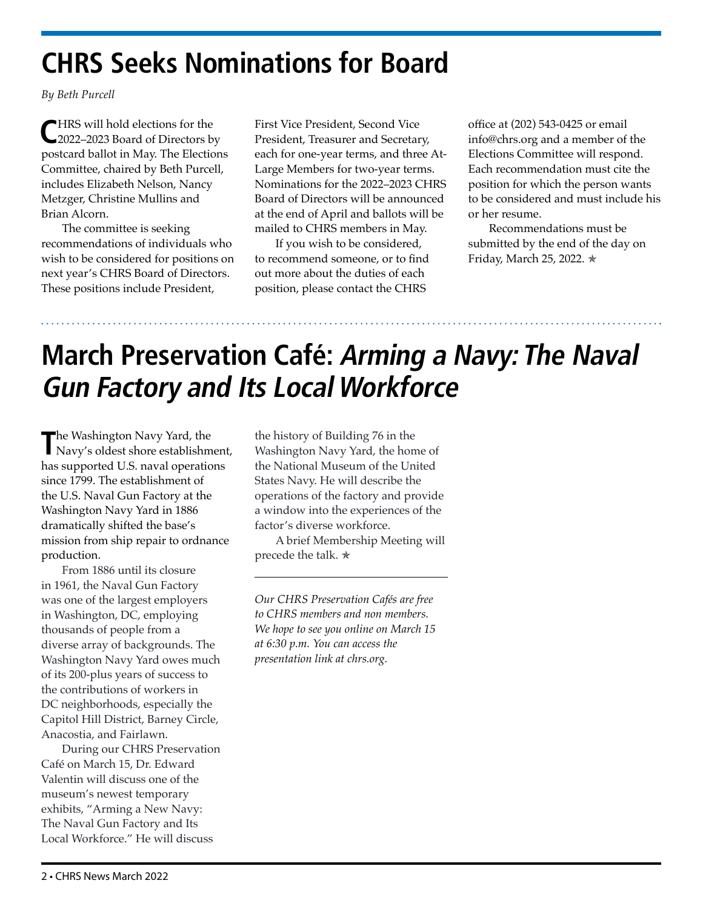# CHRS Seeks Nominations for Board

*By Beth Purcell*

CHRS will hold elections for the 2022–2023 Board of Directors by postcard ballot in May. The Elections Committee, chaired by Beth Purcell, includes Elizabeth Nelson, Nancy Metzger, Christine Mullins and Brian Alcorn.

The committee is seeking recommendations of individuals who wish to be considered for positions on next year's CHRS Board of Directors. These positions include President, First Vice President, Second Vice President, Treasurer and Secretary, each for one-year terms, and three At-Large Members for two-year terms. Nominations for the 2022–2023 CHRS Board of Directors will be announced at the end of April and ballots will be mailed to CHRS members in May.

If you wish to be considered, to recommend someone, or to find out more about the duties of each position, please contact the CHRS office at (202) 543-0425 or email info@chrs.org and a member of the Elections Committee will respond. Each recommendation must cite the position for which the person wants to be considered and must include his or her resume.

Recommendations must be submitted by the end of the day on Friday, March 25, 2022. ✭

# March Preservation Café: *Arming a Navy: The Naval Gun Factory and Its Local Workforce*

The Washington Navy Yard, the Navy's oldest shore establishment, has supported U.S. naval operations since 1799. The establishment of the U.S. Naval Gun Factory at the Washington Navy Yard in 1886 dramatically shifted the base's mission from ship repair to ordnance production.

From 1886 until its closure in 1961, the Naval Gun Factory was one of the largest employers in Washington, DC, employing thousands of people from a diverse array of backgrounds. The Washington Navy Yard owes much of its 200-plus years of success to the contributions of workers in DC neighborhoods, especially the Capitol Hill District, Barney Circle, Anacostia, and Fairlawn.

During our CHRS Preservation Café on March 15, Dr. Edward Valentin will discuss one of the museum's newest temporary exhibits, "Arming a New Navy: The Naval Gun Factory and Its Local Workforce." He will discuss the history of Building 76 in the Washington Navy Yard, the home of the National Museum of the United States Navy. He will describe the operations of the factory and provide a window into the experiences of the factor's diverse workforce.

A brief Membership Meeting will precede the talk. ✭

---

*Our CHRS Preservation Cafés are free to CHRS members and non members. We hope to see you online on March 15 at 6:30 p.m. You can access the presentation link at chrs.org.*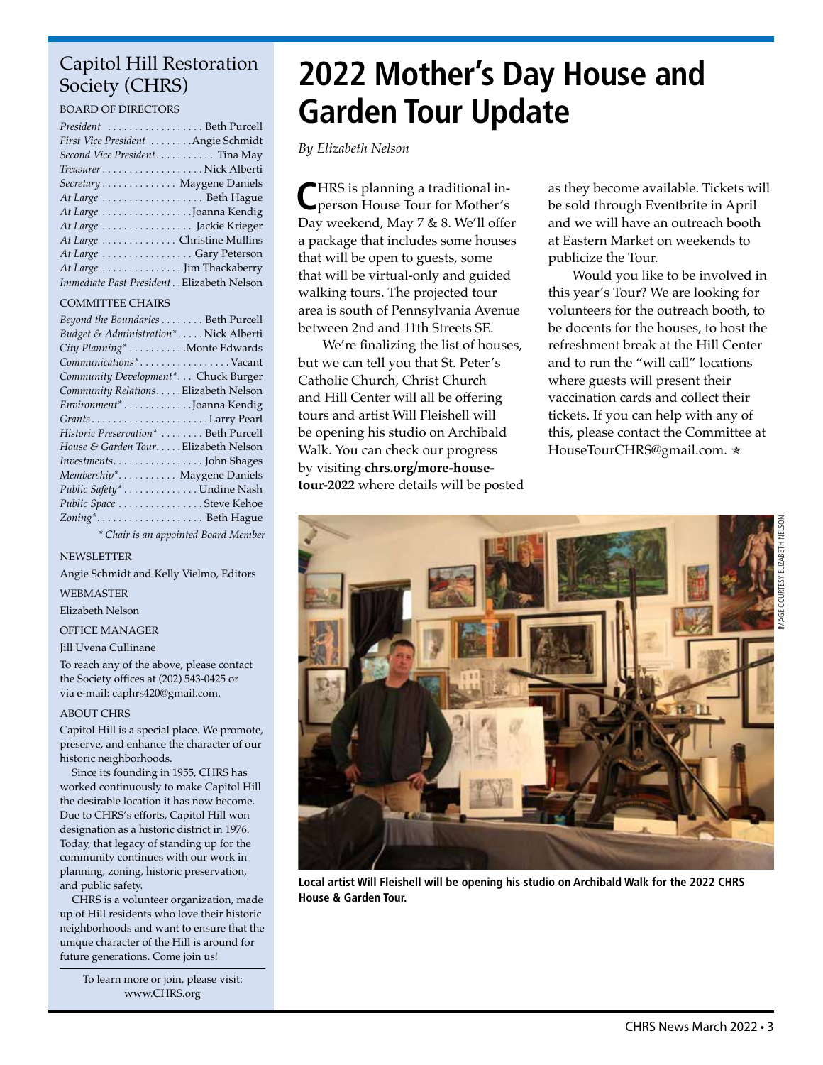# Capitol Hill Restoration Society (CHRS)

BOARD OF DIRECTORS

*President* . . . . . . . . . . . . . . . . . . Beth Purcell
*First Vice President* . . . . . . . .Angie Schmidt
*Second Vice President*. . . . . . . . . . . Tina May
*Treasurer* . . . . . . . . . . . . . . . . . . .Nick Alberti
*Secretary* . . . . . . . . . . . . . . Maygene Daniels
*At Large* . . . . . . . . . . . . . . . . . . . Beth Hague
*At Large* . . . . . . . . . . . . . . . . .Joanna Kendig
*At Large* . . . . . . . . . . . . . . . . . Jackie Krieger
*At Large* . . . . . . . . . . . . . . Christine Mullins
*At Large* . . . . . . . . . . . . . . . . . Gary Peterson
*At Large* . . . . . . . . . . . . . . . Jim Thackaberry
*Immediate Past President* . . Elizabeth Nelson

COMMITTEE CHAIRS

*Beyond the Boundaries* . . . . . . . . Beth Purcell
*Budget & Administration** . . . . . Nick Alberti
*City Planning** . . . . . . . . . . .Monte Edwards
*Communications** . . . . . . . . . . . . . . . . .Vacant
*Community Development** . . . Chuck Burger
*Community Relations*. . . . .Elizabeth Nelson
*Environment** . . . . . . . . . . . . .Joanna Kendig
*Grants*. . . . . . . . . . . . . . . . . . . . . . .Larry Pearl
*Historic Preservation** . . . . . . . . Beth Purcell
*House & Garden Tour*. . . . .Elizabeth Nelson
*Investments*. . . . . . . . . . . . . . . . . John Shages
*Membership**. . . . . . . . . . . Maygene Daniels
*Public Safety** . . . . . . . . . . . . . . Undine Nash
*Public Space* . . . . . . . . . . . . . . . . Steve Kehoe
*Zoning**. . . . . . . . . . . . . . . . . . . . Beth Hague

*\* Chair is an appointed Board Member*

NEWSLETTER

Angie Schmidt and Kelly Vielmo, Editors

WEBMASTER

Elizabeth Nelson

OFFICE MANAGER

Jill Uvena Cullinane

To reach any of the above, please contact the Society offices at (202) 543-0425 or via e-mail: caphrs420@gmail.com.

ABOUT CHRS

Capitol Hill is a special place. We promote, preserve, and enhance the character of our historic neighborhoods.

Since its founding in 1955, CHRS has worked continuously to make Capitol Hill the desirable location it has now become. Due to CHRS's efforts, Capitol Hill won designation as a historic district in 1976. Today, that legacy of standing up for the community continues with our work in planning, zoning, historic preservation, and public safety.

CHRS is a volunteer organization, made up of Hill residents who love their historic neighborhoods and want to ensure that the unique character of the Hill is around for future generations. Come join us!

To learn more or join, please visit: www.CHRS.org

# 2022 Mother's Day House and Garden Tour Update

*By Elizabeth Nelson*

CHRS is planning a traditional in-person House Tour for Mother's Day weekend, May 7 & 8. We'll offer a package that includes some houses that will be open to guests, some that will be virtual-only and guided walking tours. The projected tour area is south of Pennsylvania Avenue between 2nd and 11th Streets SE.

We're finalizing the list of houses, but we can tell you that St. Peter's Catholic Church, Christ Church and Hill Center will all be offering tours and artist Will Fleishell will be opening his studio on Archibald Walk. You can check our progress by visiting **chrs.org/more-house-tour-2022** where details will be posted as they become available. Tickets will be sold through Eventbrite in April and we will have an outreach booth at Eastern Market on weekends to publicize the Tour.

Would you like to be involved in this year's Tour? We are looking for volunteers for the outreach booth, to be docents for the houses, to host the refreshment break at the Hill Center and to run the "will call" locations where guests will present their vaccination cards and collect their tickets. If you can help with any of this, please contact the Committee at HouseTourCHRS@gmail.com. ✯

IMAGE COURTESY ELIZABETH NELSON

**Local artist Will Fleishell will be opening his studio on Archibald Walk for the 2022 CHRS House & Garden Tour.**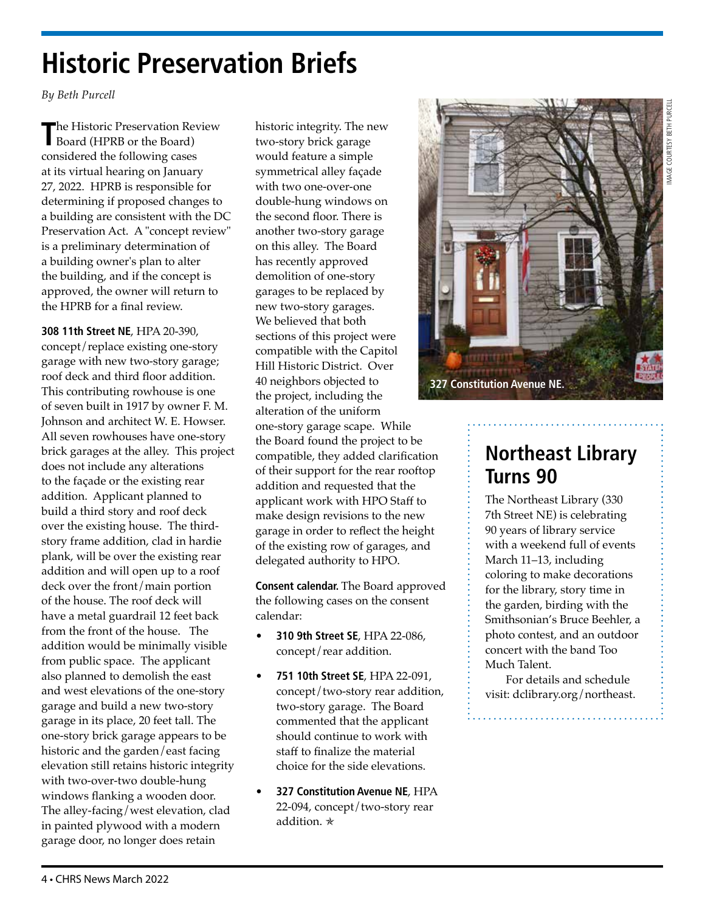# Historic Preservation Briefs

*By Beth Purcell*

The Historic Preservation Review Board (HPRB or the Board) considered the following cases at its virtual hearing on January 27, 2022. HPRB is responsible for determining if proposed changes to a building are consistent with the DC Preservation Act. A "concept review" is a preliminary determination of a building owner's plan to alter the building, and if the concept is approved, the owner will return to the HPRB for a final review.

**308 11th Street NE**, HPA 20-390, concept/replace existing one-story garage with new two-story garage; roof deck and third floor addition. This contributing rowhouse is one of seven built in 1917 by owner F. M. Johnson and architect W. E. Howser. All seven rowhouses have one-story brick garages at the alley. This project does not include any alterations to the façade or the existing rear addition. Applicant planned to build a third story and roof deck over the existing house. The third-story frame addition, clad in hardie plank, will be over the existing rear addition and will open up to a roof deck over the front/main portion of the house. The roof deck will have a metal guardrail 12 feet back from the front of the house. The addition would be minimally visible from public space. The applicant also planned to demolish the east and west elevations of the one-story garage and build a new two-story garage in its place, 20 feet tall. The one-story brick garage appears to be historic and the garden/east facing elevation still retains historic integrity with two-over-two double-hung windows flanking a wooden door. The alley-facing/west elevation, clad in painted plywood with a modern garage door, no longer does retain historic integrity. The new two-story brick garage would feature a simple symmetrical alley façade with two one-over-one double-hung windows on the second floor. There is another two-story garage on this alley. The Board has recently approved demolition of one-story garages to be replaced by new two-story garages. We believed that both sections of this project were compatible with the Capitol Hill Historic District. Over 40 neighbors objected to the project, including the alteration of the uniform one-story garage scape. While the Board found the project to be compatible, they added clarification of their support for the rear rooftop addition and requested that the applicant work with HPO Staff to make design revisions to the new garage in order to reflect the height of the existing row of garages, and delegated authority to HPO.

**Consent calendar.** The Board approved the following cases on the consent calendar:

- **310 9th Street SE**, HPA 22-086, concept/rear addition.
- **751 10th Street SE**, HPA 22-091, concept/two-story rear addition, two-story garage. The Board commented that the applicant should continue to work with staff to finalize the material choice for the side elevations.
- **327 Constitution Avenue NE**, HPA 22-094, concept/two-story rear addition. ✯

IMAGE COURTESY BETH PURCELL

327 Constitution Avenue NE.

## Northeast Library Turns 90

The Northeast Library (330 7th Street NE) is celebrating 90 years of library service with a weekend full of events March 11–13, including coloring to make decorations for the library, story time in the garden, birding with the Smithsonian's Bruce Beehler, a photo contest, and an outdoor concert with the band Too Much Talent.

For details and schedule visit: dclibrary.org/northeast.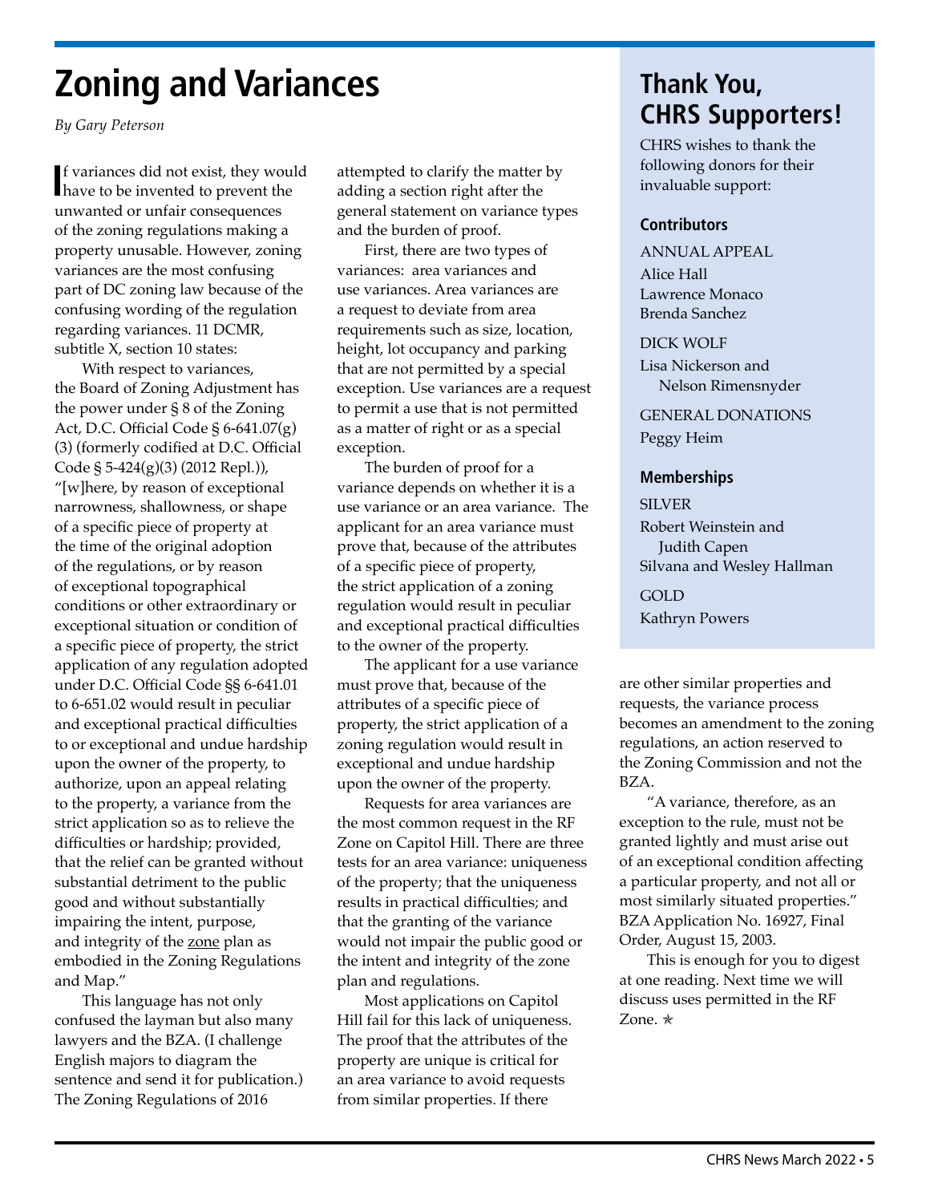# Zoning and Variances

*By Gary Peterson*

If variances did not exist, they would have to be invented to prevent the unwanted or unfair consequences of the zoning regulations making a property unusable. However, zoning variances are the most confusing part of DC zoning law because of the confusing wording of the regulation regarding variances. 11 DCMR, subtitle X, section 10 states:

With respect to variances, the Board of Zoning Adjustment has the power under § 8 of the Zoning Act, D.C. Official Code § 6-641.07(g)(3) (formerly codified at D.C. Official Code § 5-424(g)(3) (2012 Repl.)), "[w]here, by reason of exceptional narrowness, shallowness, or shape of a specific piece of property at the time of the original adoption of the regulations, or by reason of exceptional topographical conditions or other extraordinary or exceptional situation or condition of a specific piece of property, the strict application of any regulation adopted under D.C. Official Code §§ 6-641.01 to 6-651.02 would result in peculiar and exceptional practical difficulties to or exceptional and undue hardship upon the owner of the property, to authorize, upon an appeal relating to the property, a variance from the strict application so as to relieve the difficulties or hardship; provided, that the relief can be granted without substantial detriment to the public good and without substantially impairing the intent, purpose, and integrity of the zone plan as embodied in the Zoning Regulations and Map."

This language has not only confused the layman but also many lawyers and the BZA. (I challenge English majors to diagram the sentence and send it for publication.) The Zoning Regulations of 2016 attempted to clarify the matter by adding a section right after the general statement on variance types and the burden of proof.

First, there are two types of variances: area variances and use variances. Area variances are a request to deviate from area requirements such as size, location, height, lot occupancy and parking that are not permitted by a special exception. Use variances are a request to permit a use that is not permitted as a matter of right or as a special exception.

The burden of proof for a variance depends on whether it is a use variance or an area variance. The applicant for an area variance must prove that, because of the attributes of a specific piece of property, the strict application of a zoning regulation would result in peculiar and exceptional practical difficulties to the owner of the property.

The applicant for a use variance must prove that, because of the attributes of a specific piece of property, the strict application of a zoning regulation would result in exceptional and undue hardship upon the owner of the property.

Requests for area variances are the most common request in the RF Zone on Capitol Hill. There are three tests for an area variance: uniqueness of the property; that the uniqueness results in practical difficulties; and that the granting of the variance would not impair the public good or the intent and integrity of the zone plan and regulations.

Most applications on Capitol Hill fail for this lack of uniqueness. The proof that the attributes of the property are unique is critical for an area variance to avoid requests from similar properties. If there are other similar properties and requests, the variance process becomes an amendment to the zoning regulations, an action reserved to the Zoning Commission and not the BZA.

"A variance, therefore, as an exception to the rule, must not be granted lightly and must arise out of an exceptional condition affecting a particular property, and not all or most similarly situated properties." BZA Application No. 16927, Final Order, August 15, 2003.

This is enough for you to digest at one reading. Next time we will discuss uses permitted in the RF Zone. ✯

## Thank You, CHRS Supporters!

CHRS wishes to thank the following donors for their invaluable support:

### Contributors

ANNUAL APPEAL
Alice Hall
Lawrence Monaco
Brenda Sanchez

DICK WOLF
Lisa Nickerson and Nelson Rimensnyder

GENERAL DONATIONS
Peggy Heim

### Memberships

SILVER
Robert Weinstein and Judith Capen
Silvana and Wesley Hallman

GOLD
Kathryn Powers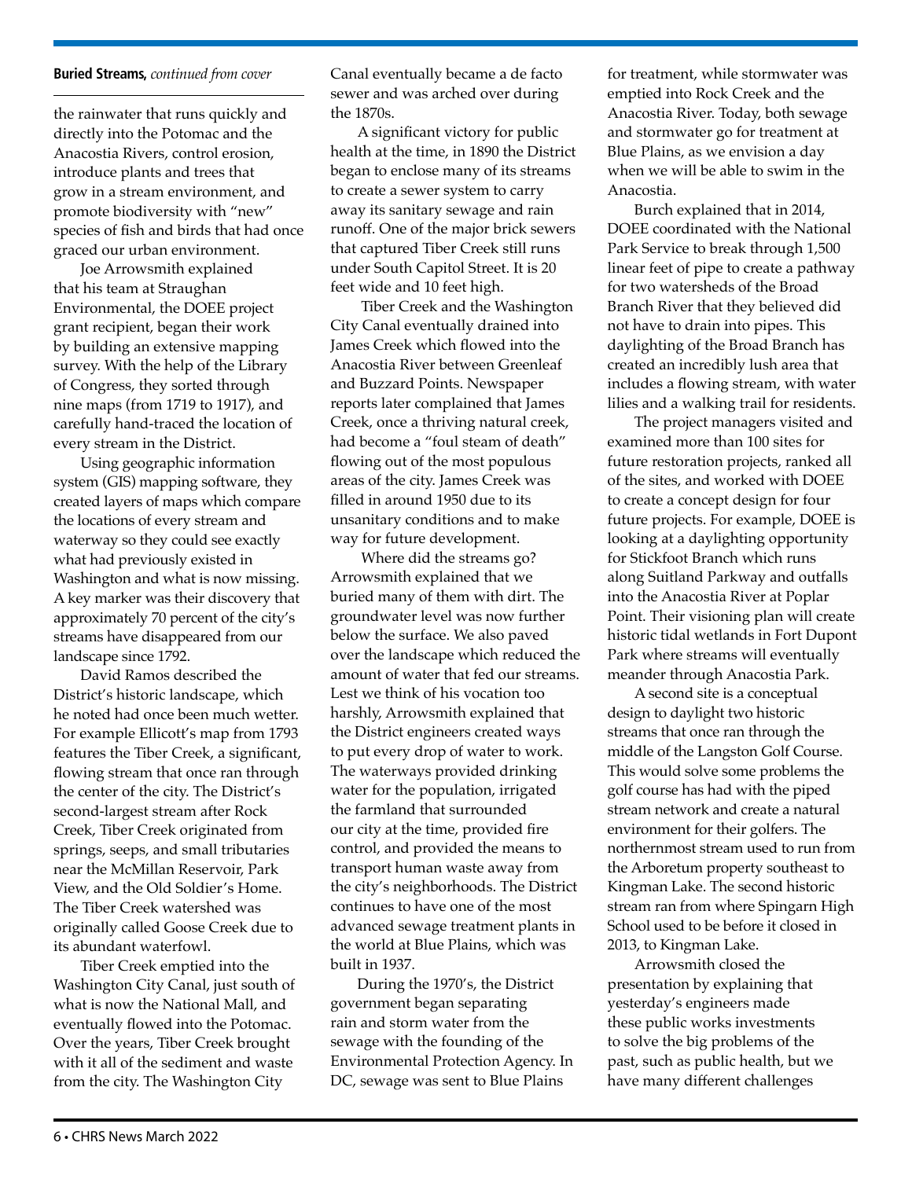**Buried Streams,** *continued from cover*

the rainwater that runs quickly and directly into the Potomac and the Anacostia Rivers, control erosion, introduce plants and trees that grow in a stream environment, and promote biodiversity with "new" species of fish and birds that had once graced our urban environment.

Joe Arrowsmith explained that his team at Straughan Environmental, the DOEE project grant recipient, began their work by building an extensive mapping survey. With the help of the Library of Congress, they sorted through nine maps (from 1719 to 1917), and carefully hand-traced the location of every stream in the District.

Using geographic information system (GIS) mapping software, they created layers of maps which compare the locations of every stream and waterway so they could see exactly what had previously existed in Washington and what is now missing. A key marker was their discovery that approximately 70 percent of the city's streams have disappeared from our landscape since 1792.

David Ramos described the District's historic landscape, which he noted had once been much wetter. For example Ellicott's map from 1793 features the Tiber Creek, a significant, flowing stream that once ran through the center of the city. The District's second-largest stream after Rock Creek, Tiber Creek originated from springs, seeps, and small tributaries near the McMillan Reservoir, Park View, and the Old Soldier's Home. The Tiber Creek watershed was originally called Goose Creek due to its abundant waterfowl.

Tiber Creek emptied into the Washington City Canal, just south of what is now the National Mall, and eventually flowed into the Potomac. Over the years, Tiber Creek brought with it all of the sediment and waste from the city. The Washington City Canal eventually became a de facto sewer and was arched over during the 1870s.

A significant victory for public health at the time, in 1890 the District began to enclose many of its streams to create a sewer system to carry away its sanitary sewage and rain runoff. One of the major brick sewers that captured Tiber Creek still runs under South Capitol Street. It is 20 feet wide and 10 feet high.

Tiber Creek and the Washington City Canal eventually drained into James Creek which flowed into the Anacostia River between Greenleaf and Buzzard Points. Newspaper reports later complained that James Creek, once a thriving natural creek, had become a "foul steam of death" flowing out of the most populous areas of the city. James Creek was filled in around 1950 due to its unsanitary conditions and to make way for future development.

Where did the streams go? Arrowsmith explained that we buried many of them with dirt. The groundwater level was now further below the surface. We also paved over the landscape which reduced the amount of water that fed our streams. Lest we think of his vocation too harshly, Arrowsmith explained that the District engineers created ways to put every drop of water to work. The waterways provided drinking water for the population, irrigated the farmland that surrounded our city at the time, provided fire control, and provided the means to transport human waste away from the city's neighborhoods. The District continues to have one of the most advanced sewage treatment plants in the world at Blue Plains, which was built in 1937.

During the 1970's, the District government began separating rain and storm water from the sewage with the founding of the Environmental Protection Agency. In DC, sewage was sent to Blue Plains for treatment, while stormwater was emptied into Rock Creek and the Anacostia River. Today, both sewage and stormwater go for treatment at Blue Plains, as we envision a day when we will be able to swim in the Anacostia.

Burch explained that in 2014, DOEE coordinated with the National Park Service to break through 1,500 linear feet of pipe to create a pathway for two watersheds of the Broad Branch River that they believed did not have to drain into pipes. This daylighting of the Broad Branch has created an incredibly lush area that includes a flowing stream, with water lilies and a walking trail for residents.

The project managers visited and examined more than 100 sites for future restoration projects, ranked all of the sites, and worked with DOEE to create a concept design for four future projects. For example, DOEE is looking at a daylighting opportunity for Stickfoot Branch which runs along Suitland Parkway and outfalls into the Anacostia River at Poplar Point. Their visioning plan will create historic tidal wetlands in Fort Dupont Park where streams will eventually meander through Anacostia Park.

A second site is a conceptual design to daylight two historic streams that once ran through the middle of the Langston Golf Course. This would solve some problems the golf course has had with the piped stream network and create a natural environment for their golfers. The northernmost stream used to run from the Arboretum property southeast to Kingman Lake. The second historic stream ran from where Spingarn High School used to be before it closed in 2013, to Kingman Lake.

Arrowsmith closed the presentation by explaining that yesterday's engineers made these public works investments to solve the big problems of the past, such as public health, but we have many different challenges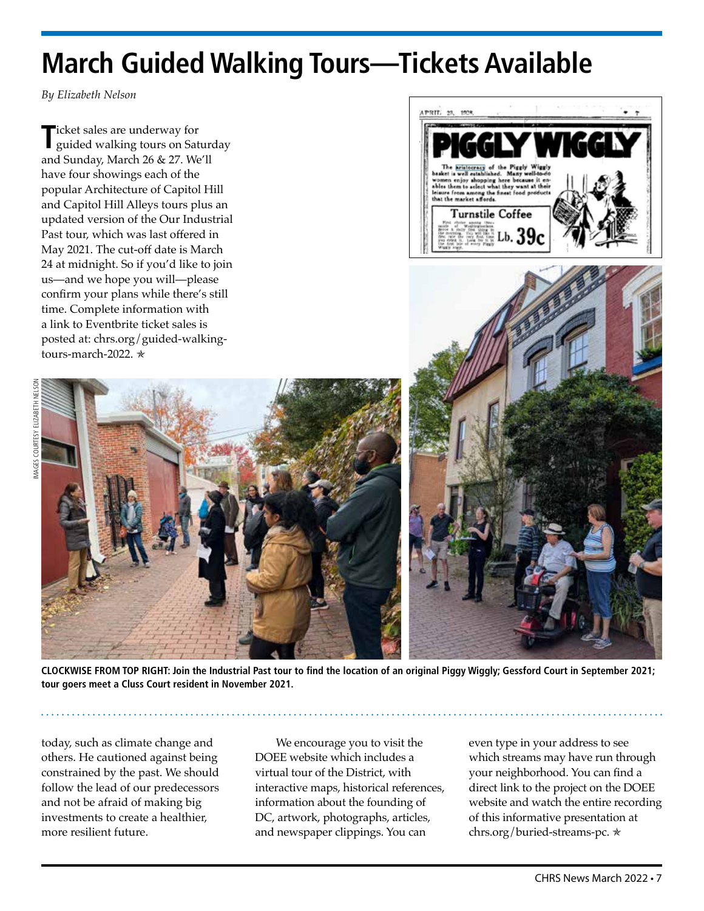# March Guided Walking Tours—Tickets Available

*By Elizabeth Nelson*

Ticket sales are underway for guided walking tours on Saturday and Sunday, March 26 & 27. We'll have four showings each of the popular Architecture of Capitol Hill and Capitol Hill Alleys tours plus an updated version of the Our Industrial Past tour, which was last offered in May 2021. The cut-off date is March 24 at midnight. So if you'd like to join us—and we hope you will—please confirm your plans while there's still time. Complete information with a link to Eventbrite ticket sales is posted at: chrs.org/guided-walking-tours-march-2022. ✯

IMAGES COURTESY ELIZABETH NELSON

**CLOCKWISE FROM TOP RIGHT: Join the Industrial Past tour to find the location of an original Piggy Wiggly; Gessford Court in September 2021; tour goers meet a Cluss Court resident in November 2021.**

---

today, such as climate change and others. He cautioned against being constrained by the past. We should follow the lead of our predecessors and not be afraid of making big investments to create a healthier, more resilient future.

We encourage you to visit the DOEE website which includes a virtual tour of the District, with interactive maps, historical references, information about the founding of DC, artwork, photographs, articles, and newspaper clippings. You can even type in your address to see which streams may have run through your neighborhood. You can find a direct link to the project on the DOEE website and watch the entire recording of this informative presentation at chrs.org/buried-streams-pc. ✯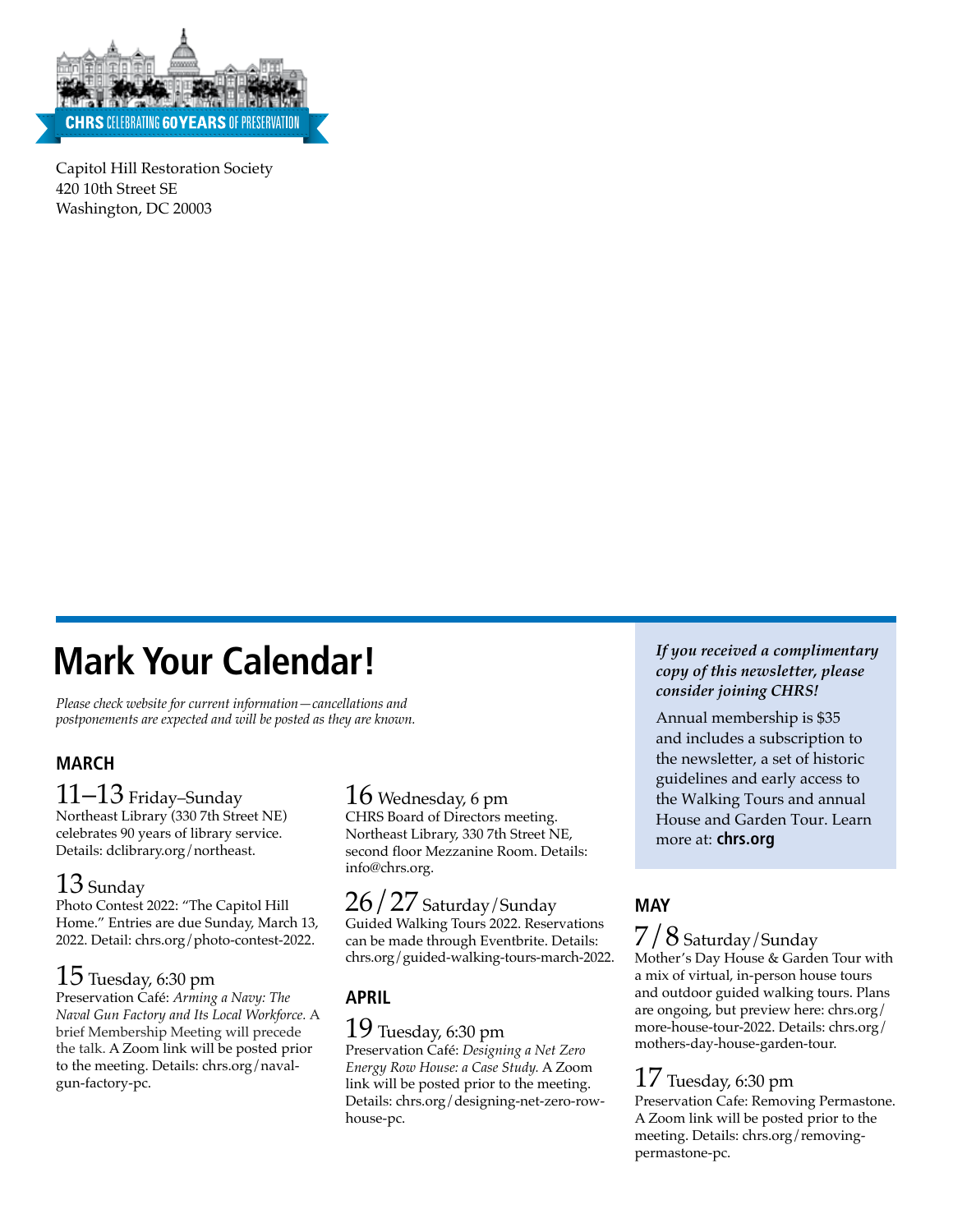CHRS CELEBRATING 60 YEARS OF PRESERVATION

Capitol Hill Restoration Society
420 10th Street SE
Washington, DC 20003

# Mark Your Calendar!

*Please check website for current information—cancellations and postponements are expected and will be posted as they are known.*

## MARCH

**11–13** Friday–Sunday
Northeast Library (330 7th Street NE) celebrates 90 years of library service. Details: dclibrary.org/northeast.

**13** Sunday
Photo Contest 2022: "The Capitol Hill Home." Entries are due Sunday, March 13, 2022. Detail: chrs.org/photo-contest-2022.

**15** Tuesday, 6:30 pm
Preservation Café: *Arming a Navy: The Naval Gun Factory and Its Local Workforce.* A brief Membership Meeting will precede the talk. A Zoom link will be posted prior to the meeting. Details: chrs.org/naval-gun-factory-pc.

**16** Wednesday, 6 pm
CHRS Board of Directors meeting. Northeast Library, 330 7th Street NE, second floor Mezzanine Room. Details: info@chrs.org.

**26/27** Saturday/Sunday
Guided Walking Tours 2022. Reservations can be made through Eventbrite. Details: chrs.org/guided-walking-tours-march-2022.

## APRIL

**19** Tuesday, 6:30 pm
Preservation Café: *Designing a Net Zero Energy Row House: a Case Study.* A Zoom link will be posted prior to the meeting. Details: chrs.org/designing-net-zero-row-house-pc.

***If you received a complimentary copy of this newsletter, please consider joining CHRS!***

Annual membership is $35 and includes a subscription to the newsletter, a set of historic guidelines and early access to the Walking Tours and annual House and Garden Tour. Learn more at: **chrs.org**

## MAY

**7/8** Saturday/Sunday
Mother's Day House & Garden Tour with a mix of virtual, in-person house tours and outdoor guided walking tours. Plans are ongoing, but preview here: chrs.org/more-house-tour-2022. Details: chrs.org/mothers-day-house-garden-tour.

**17** Tuesday, 6:30 pm
Preservation Cafe: Removing Permastone. A Zoom link will be posted prior to the meeting. Details: chrs.org/removing-permastone-pc.